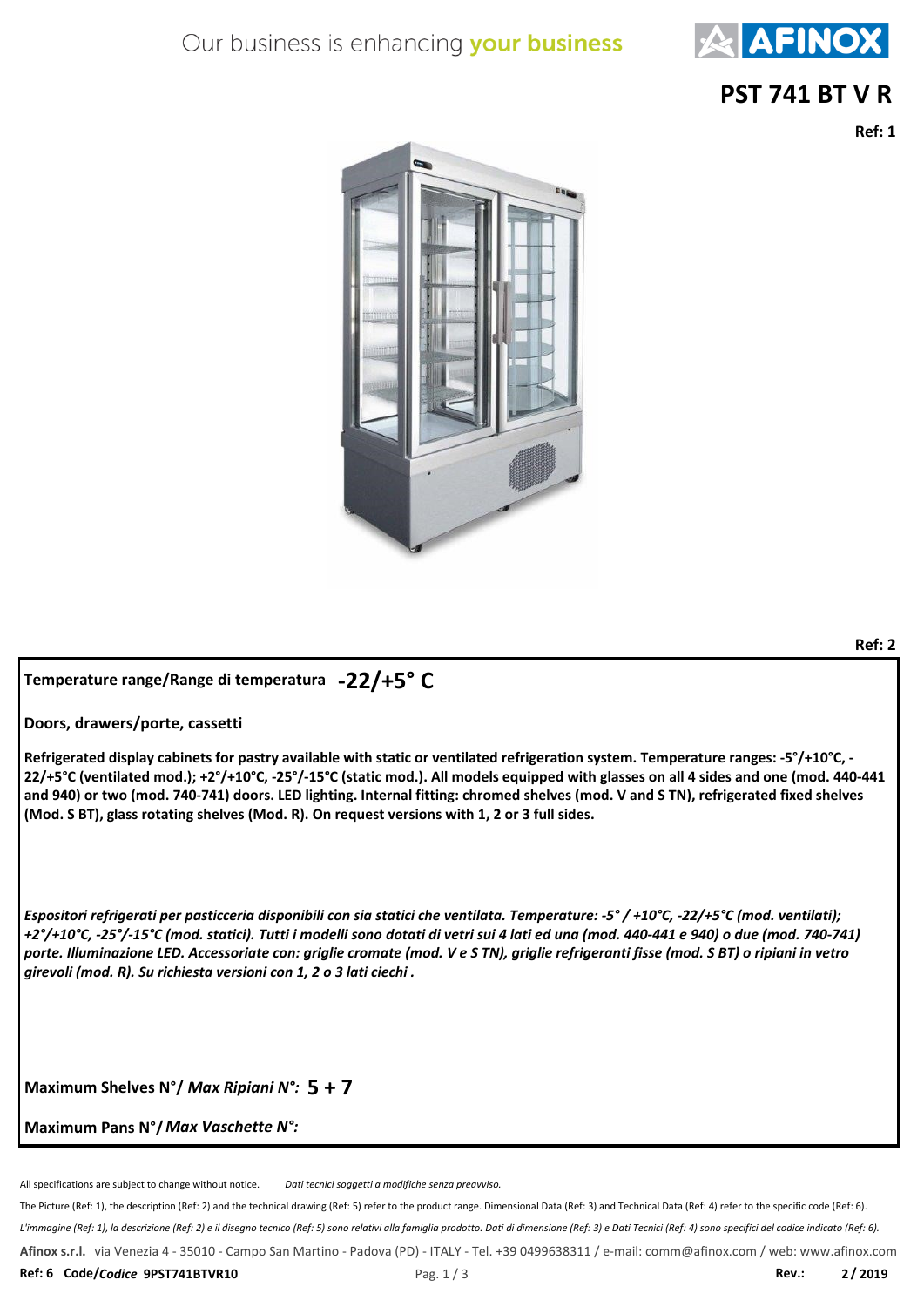# PST 741 BT V R

**Ref: 1**

**Ref: 2**

**Temperature range/Range di temperatura** **-22/+5° C**

**Doors, drawers/porte, cassetti**

**Refrigerated display cabinets for pastry available with static or ventilated refrigeration system. Temperature ranges: -5°/+10°C, -22/+5°C (ventilated mod.); +2°/+10°C, -25°/-15°C (static mod.). All models equipped with glasses on all 4 sides and one (mod. 440-441 and 940) or two (mod. 740-741) doors. LED lighting. Internal fitting: chromed shelves (mod. V and S TN), refrigerated fixed shelves (Mod. S BT), glass rotating shelves (Mod. R). On request versions with 1, 2 or 3 full sides.**

***Espositori refrigerati per pasticceria disponibili con sia statici che ventilata. Temperature: -5° / +10°C, -22/+5°C (mod. ventilati); +2°/+10°C, -25°/-15°C (mod. statici). Tutti i modelli sono dotati di vetri sui 4 lati ed una (mod. 440-441 e 940) o due (mod. 740-741) porte. Illuminazione LED. Accessoriate con: griglie cromate (mod. V e S TN), griglie refrigeranti fisse (mod. S BT) o ripiani in vetro girevoli (mod. R). Su richiesta versioni con 1, 2 o 3 lati ciechi .***

**Maximum Shelves N°/** ***Max Ripiani N°:*** **5 + 7**

**Maximum Pans N°/** ***Max Vaschette N°:***

All specifications are subject to change without notice. *Dati tecnici soggetti a modifiche senza preavviso.*

The Picture (Ref: 1), the description (Ref: 2) and the technical drawing (Ref: 5) refer to the product range. Dimensional Data (Ref: 3) and Technical Data (Ref: 4) refer to the specific code (Ref: 6).

*L'immagine (Ref: 1), la descrizione (Ref: 2) e il disegno tecnico (Ref: 5) sono relativi alla famiglia prodotto. Dati di dimensione (Ref: 3) e Dati Tecnici (Ref: 4) sono specifici del codice indicato (Ref: 6).*

**Afinox s.r.l.** via Venezia 4 - 35010 - Campo San Martino - Padova (PD) - ITALY - Tel. +39 0499638311 / e-mail: comm@afinox.com / web: www.afinox.com

**Ref: 6 Code/*Codice* 9PST741BTVR10** **Rev.: 2 / 2019**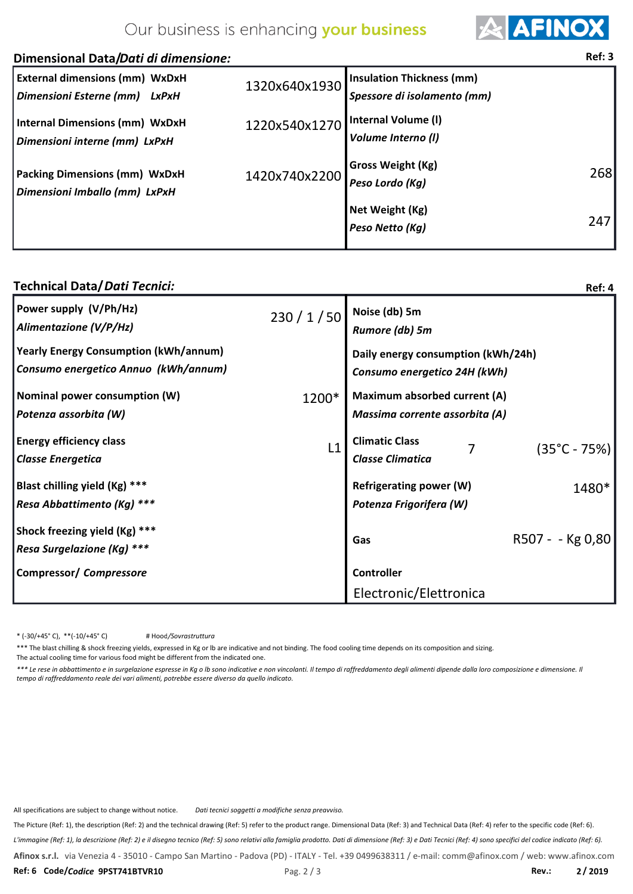Our business is enhancing **your business**

## Dimensional Data/*Dati di dimensione:*

Ref: 3

| | | | |
|---|---|---|---|
| **External dimensions (mm) WxDxH** *Dimensioni Esterne (mm) LxPxH* | 1320x640x1930 | **Insulation Thickness (mm)** *Spessore di isolamento (mm)* | |
| **Internal Dimensions (mm) WxDxH** *Dimensioni interne (mm) LxPxH* | 1220x540x1270 | **Internal Volume (l)** *Volume Interno (l)* | |
| **Packing Dimensions (mm) WxDxH** *Dimensioni Imballo (mm) LxPxH* | 1420x740x2200 | **Gross Weight (Kg)** *Peso Lordo (Kg)* | 268 |
| | | **Net Weight (Kg)** *Peso Netto (Kg)* | 247 |

## Technical Data/*Dati Tecnici:*

Ref: 4

| | | | |
|---|---|---|---|
| **Power supply (V/Ph/Hz)** *Alimentazione (V/P/Hz)* | 230 / 1 / 50 | **Noise (db) 5m** *Rumore (db) 5m* | |
| **Yearly Energy Consumption (kWh/annum)** *Consumo energetico Annuo (kWh/annum)* | | **Daily energy consumption (kWh/24h)** *Consumo energetico 24H (kWh)* | |
| **Nominal power consumption (W)** *Potenza assorbita (W)* | 1200* | **Maximum absorbed current (A)** *Massima corrente assorbita (A)* | |
| **Energy efficiency class** *Classe Energetica* | L1 | **Climatic Class** *Classe Climatica* 7 | (35°C - 75%) |
| **Blast chilling yield (Kg) *\*\*** *Resa Abbattimento (Kg) \*\*\** | | **Refrigerating power (W)** *Potenza Frigorifera (W)* | 1480* |
| **Shock freezing yield (Kg) \*\*\*** *Resa Surgelazione (Kg) \*\*\** | | **Gas** | R507 - - Kg 0,80 |
| **Compressor/** *Compressore* | | **Controller** | Electronic/Elettronica |

\* (-30/+45° C), \*\*(-10/+45° C)  # Hood/*Sovrastruttura*

\*\*\* The blast chilling & shock freezing yields, expressed in Kg or lb are indicative and not binding. The food cooling time depends on its composition and sizing. The actual cooling time for various food might be different from the indicated one.

*\*\*\* Le rese in abbattimento e in surgelazione espresse in Kg o lb sono indicative e non vincolanti. Il tempo di raffreddamento degli alimenti dipende dalla loro composizione e dimensione. Il tempo di raffreddamento reale dei vari alimenti, potrebbe essere diverso da quello indicato.*

All specifications are subject to change without notice. *Dati tecnici soggetti a modifiche senza preavviso.*

The Picture (Ref: 1), the description (Ref: 2) and the technical drawing (Ref: 5) refer to the product range. Dimensional Data (Ref: 3) and Technical Data (Ref: 4) refer to the specific code (Ref: 6).

*L'immagine (Ref: 1), la descrizione (Ref: 2) e il disegno tecnico (Ref: 5) sono relativi alla famiglia prodotto. Dati di dimensione (Ref: 3) e Dati Tecnici (Ref: 4) sono specifici del codice indicato (Ref: 6).*

**Afinox s.r.l.** via Venezia 4 - 35010 - Campo San Martino - Padova (PD) - ITALY - Tel. +39 0499638311 / e-mail: comm@afinox.com / web: www.afinox.com

**Ref: 6 Code/*Codice* 9PST741BTVR10** **Rev.: 2 / 2019**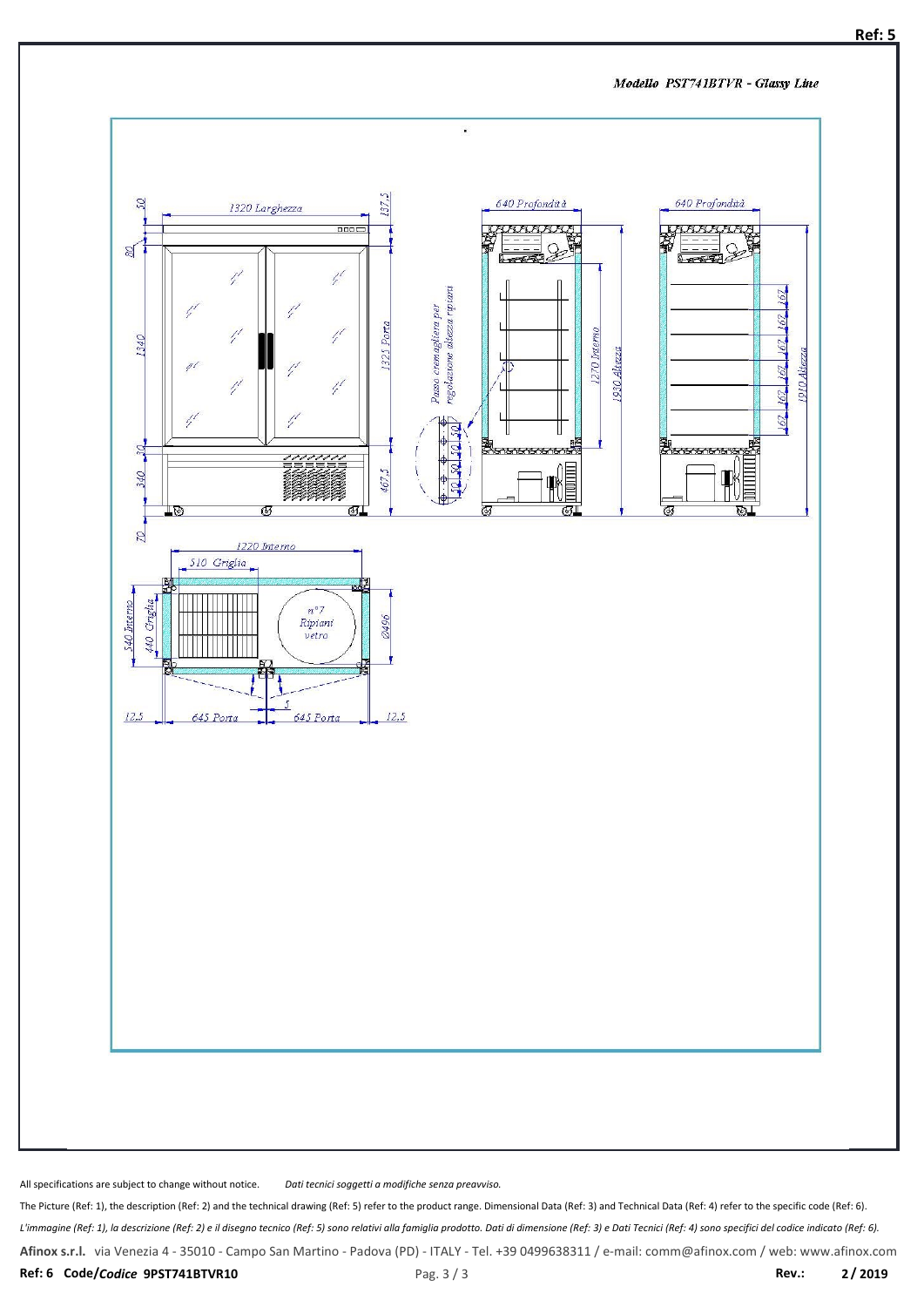Ref: 5

*Modello PST741BTVR - Glassy Line*

50
1320 Larghezza
137,5
80
1340
1325 Porta
Passo cremagliera per regolazione altezza ripiani
1270 Interno
1930 Altezza
640 Profondità
640 Profondità
167
162
162
162
162
167
1910 Altezza
30
340
467,5
50
50
50
50
50
70
1220 Interno
510 Griglia
540 Interno
440 Griglia
n°7
Ripiani
vetro
Ø496
5
12,5
645 Porta
645 Porta
12,5

All specifications are subject to change without notice. *Dati tecnici soggetti a modifiche senza preavviso.*

The Picture (Ref: 1), the description (Ref: 2) and the technical drawing (Ref: 5) refer to the product range. Dimensional Data (Ref: 3) and Technical Data (Ref: 4) refer to the specific code (Ref: 6).

*L'immagine (Ref: 1), la descrizione (Ref: 2) e il disegno tecnico (Ref: 5) sono relativi alla famiglia prodotto. Dati di dimensione (Ref: 3) e Dati Tecnici (Ref: 4) sono specifici del codice indicato (Ref: 6).*

**Afinox s.r.l.** via Venezia 4 - 35010 - Campo San Martino - Padova (PD) - ITALY - Tel. +39 0499638311 / e-mail: comm@afinox.com / web: www.afinox.com

**Ref: 6 Code/*Codice* 9PST741BTVR10** **Rev.: 2 / 2019**